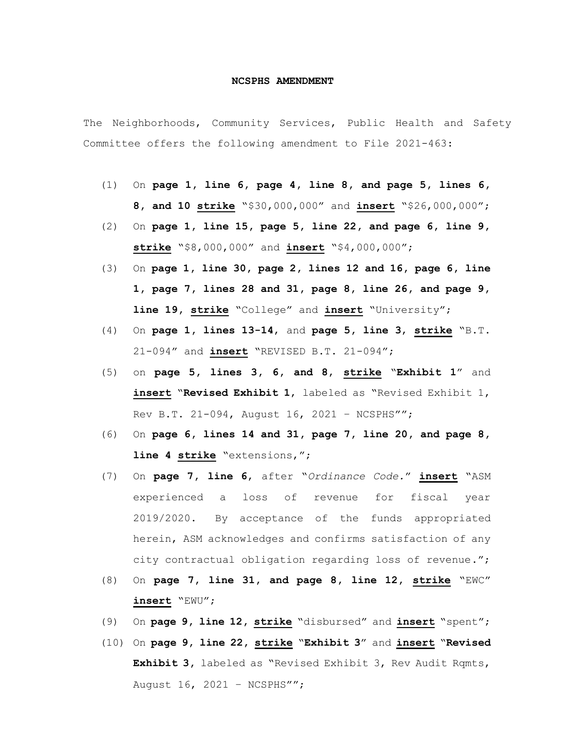**NCSPHS AMENDMENT**

The Neighborhoods, Community Services, Public Health and Safety Committee offers the following amendment to File 2021-463:

(1) On **page 1, line 6, page 4, line 8, and page 5, lines 6, 8, and 10** **<u>strike</u>** "$30,000,000" and **<u>insert</u>** "$26,000,000";

(2) On **page 1, line 15, page 5, line 22, and page 6, line 9,** **<u>strike</u>** "$8,000,000" and **<u>insert</u>** "$4,000,000";

(3) On **page 1, line 30, page 2, lines 12 and 16, page 6, line 1, page 7, lines 28 and 31, page 8, line 26, and page 9, line 19,** **<u>strike</u>** "College" and **<u>insert</u>** "University";

(4) On **page 1, lines 13-14**, and **page 5, line 3**, **<u>strike</u>** "B.T. 21-094" and **<u>insert</u>** "REVISED B.T. 21-094";

(5) on **page 5, lines 3, 6, and 8,** **<u>strike</u>** "**Exhibit 1**" and **<u>insert</u>** "**Revised Exhibit 1**, labeled as "Revised Exhibit 1, Rev B.T. 21-094, August 16, 2021 – NCSPHS"";

(6) On **page 6, lines 14 and 31, page 7, line 20, and page 8, line 4** **<u>strike</u>** "extensions,";

(7) On **page 7, line 6**, after "*Ordinance Code.*" **<u>insert</u>** "ASM experienced a loss of revenue for fiscal year 2019/2020. By acceptance of the funds appropriated herein, ASM acknowledges and confirms satisfaction of any city contractual obligation regarding loss of revenue.";

(8) On **page 7, line 31, and page 8, line 12,** **<u>strike</u>** "EWC" **<u>insert</u>** "EWU";

(9) On **page 9, line 12,** **<u>strike</u>** "disbursed" and **<u>insert</u>** "spent";

(10) On **page 9, line 22,** **<u>strike</u>** "**Exhibit 3**" and **<u>insert</u>** "**Revised Exhibit 3**, labeled as "Revised Exhibit 3, Rev Audit Rqmts, August 16, 2021 – NCSPHS"";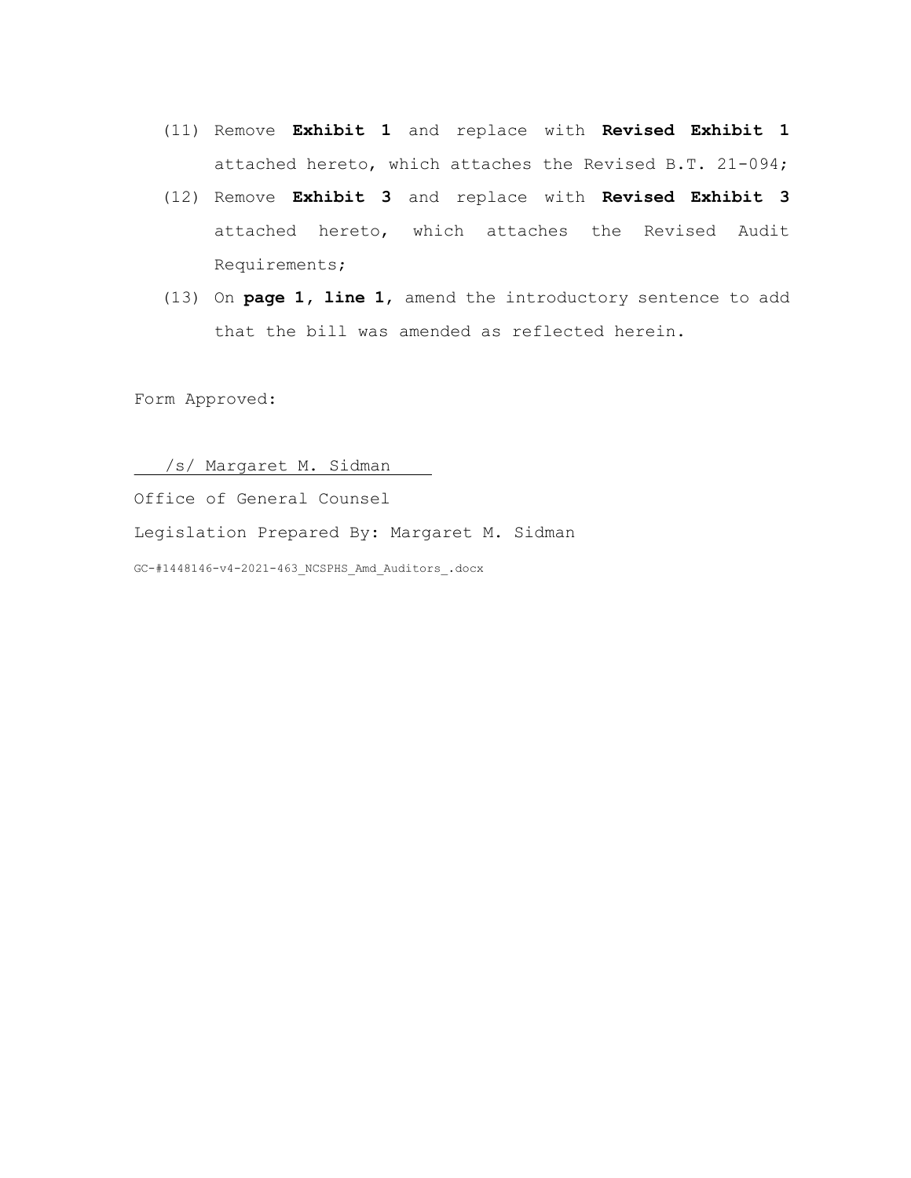(11) Remove **Exhibit 1** and replace with **Revised Exhibit 1** attached hereto, which attaches the Revised B.T. 21-094;

(12) Remove **Exhibit 3** and replace with **Revised Exhibit 3** attached hereto, which attaches the Revised Audit Requirements;

(13) On **page 1, line 1**, amend the introductory sentence to add that the bill was amended as reflected herein.

Form Approved:

/s/ Margaret M. Sidman

Office of General Counsel

Legislation Prepared By: Margaret M. Sidman

GC-#1448146-v4-2021-463_NCSPHS_Amd_Auditors_.docx